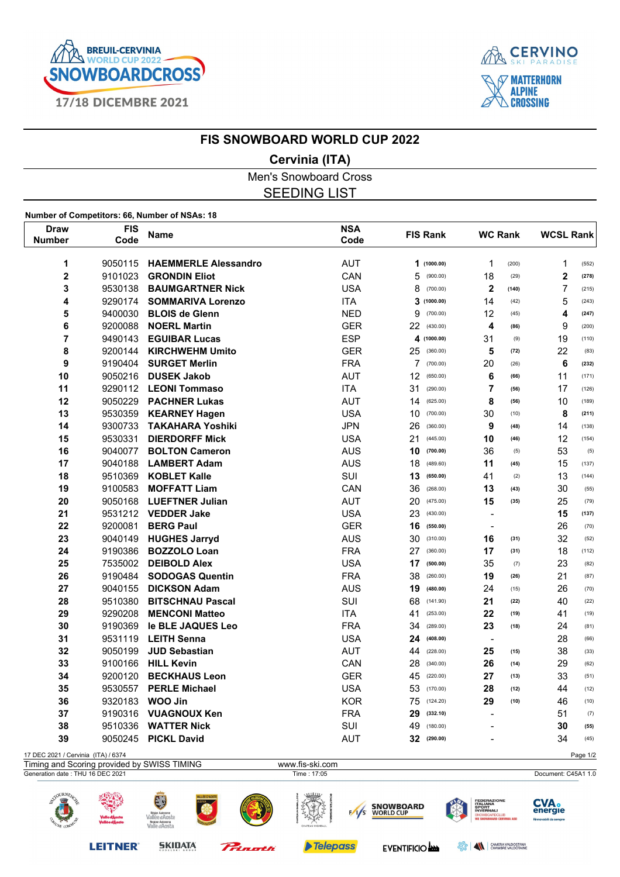# FIS SNOWBOARD WORLD CUP 2022

## Cervinia (ITA)

Men's Snowboard Cross

SEEDING LIST

**Number of Competitors: 66, Number of NSAs: 18**

| Draw Number | FIS Code | Name | NSA Code | FIS Rank | | WC Rank | | WCSL Rank | |
|---|---|---|---|---|---|---|---|---|---|
| 1 | 9050115 | **HAEMMERLE Alessandro** | AUT | **1** | **(1000.00)** | 1 | (200) | 1 | (552) |
| 2 | 9101023 | **GRONDIN Eliot** | CAN | 5 | (900.00) | 18 | (29) | **2** | **(278)** |
| 3 | 9530138 | **BAUMGARTNER Nick** | USA | 8 | (700.00) | **2** | **(140)** | 7 | (215) |
| 4 | 9290174 | **SOMMARIVA Lorenzo** | ITA | **3** | **(1000.00)** | 14 | (42) | 5 | (243) |
| 5 | 9400030 | **BLOIS de Glenn** | NED | 9 | (700.00) | 12 | (45) | **4** | **(247)** |
| 6 | 9200088 | **NOERL Martin** | GER | 22 | (430.00) | **4** | **(86)** | 9 | (200) |
| 7 | 9490143 | **EGUIBAR Lucas** | ESP | **4** | **(1000.00)** | 31 | (9) | 19 | (110) |
| 8 | 9200144 | **KIRCHWEHM Umito** | GER | 25 | (360.00) | **5** | **(72)** | 22 | (83) |
| 9 | 9190404 | **SURGET Merlin** | FRA | 7 | (700.00) | 20 | (26) | **6** | **(232)** |
| 10 | 9050216 | **DUSEK Jakob** | AUT | 12 | (650.00) | **6** | **(66)** | 11 | (171) |
| 11 | 9290112 | **LEONI Tommaso** | ITA | 31 | (290.00) | **7** | **(56)** | 17 | (126) |
| 12 | 9050229 | **PACHNER Lukas** | AUT | 14 | (625.00) | **8** | **(56)** | 10 | (189) |
| 13 | 9530359 | **KEARNEY Hagen** | USA | 10 | (700.00) | 30 | (10) | **8** | **(211)** |
| 14 | 9300733 | **TAKAHARA Yoshiki** | JPN | 26 | (360.00) | **9** | **(48)** | 14 | (138) |
| 15 | 9530331 | **DIERDORFF Mick** | USA | 21 | (445.00) | **10** | **(46)** | 12 | (154) |
| 16 | 9040077 | **BOLTON Cameron** | AUS | **10** | **(700.00)** | 36 | (5) | 53 | (5) |
| 17 | 9040188 | **LAMBERT Adam** | AUS | 18 | (489.60) | **11** | **(45)** | 15 | (137) |
| 18 | 9510369 | **KOBLET Kalle** | SUI | **13** | **(650.00)** | 41 | (2) | 13 | (144) |
| 19 | 9100583 | **MOFFATT Liam** | CAN | 36 | (268.00) | **13** | **(43)** | 30 | (55) |
| 20 | 9050168 | **LUEFTNER Julian** | AUT | 20 | (475.00) | **15** | **(35)** | 25 | (79) |
| 21 | 9531212 | **VEDDER Jake** | USA | 23 | (430.00) | - | | **15** | **(137)** |
| 22 | 9200081 | **BERG Paul** | GER | **16** | **(550.00)** | - | | 26 | (70) |
| 23 | 9040149 | **HUGHES Jarryd** | AUS | 30 | (310.00) | **16** | **(31)** | 32 | (52) |
| 24 | 9190386 | **BOZZOLO Loan** | FRA | 27 | (360.00) | **17** | **(31)** | 18 | (112) |
| 25 | 7535002 | **DEIBOLD Alex** | USA | **17** | **(500.00)** | 35 | (7) | 23 | (82) |
| 26 | 9190484 | **SODOGAS Quentin** | FRA | 38 | (260.00) | **19** | **(26)** | 21 | (87) |
| 27 | 9040155 | **DICKSON Adam** | AUS | **19** | **(480.00)** | 24 | (15) | 26 | (70) |
| 28 | 9510380 | **BITSCHNAU Pascal** | SUI | 68 | (141.90) | **21** | **(22)** | 40 | (22) |
| 29 | 9290208 | **MENCONI Matteo** | ITA | 41 | (253.00) | **22** | **(19)** | 41 | (19) |
| 30 | 9190369 | **le BLE JAQUES Leo** | FRA | 34 | (289.00) | **23** | **(18)** | 24 | (81) |
| 31 | 9531119 | **LEITH Senna** | USA | **24** | **(408.00)** | - | | 28 | (66) |
| 32 | 9050199 | **JUD Sebastian** | AUT | 44 | (228.00) | **25** | **(15)** | 38 | (33) |
| 33 | 9100166 | **HILL Kevin** | CAN | 28 | (340.00) | **26** | **(14)** | 29 | (62) |
| 34 | 9200120 | **BECKHAUS Leon** | GER | 45 | (220.00) | **27** | **(13)** | 33 | (51) |
| 35 | 9530557 | **PERLE Michael** | USA | 53 | (170.00) | **28** | **(12)** | 44 | (12) |
| 36 | 9320183 | **WOO Jin** | KOR | 75 | (124.20) | **29** | **(10)** | 46 | (10) |
| 37 | 9190316 | **VUAGNOUX Ken** | FRA | **29** | **(332.10)** | - | | 51 | (7) |
| 38 | 9510336 | **WATTER Nick** | SUI | 49 | (180.00) | - | | **30** | **(55)** |
| 39 | 9050245 | **PICKL David** | AUT | **32** | **(290.00)** | - | | 34 | (45) |

17 DEC 2021 / Cervinia (ITA) / 6374

Timing and Scoring provided by SWISS TIMING — www.fis-ski.com

Generation date : THU 16 DEC 2021 — Time : 17:05 — Document: C45A1 1.0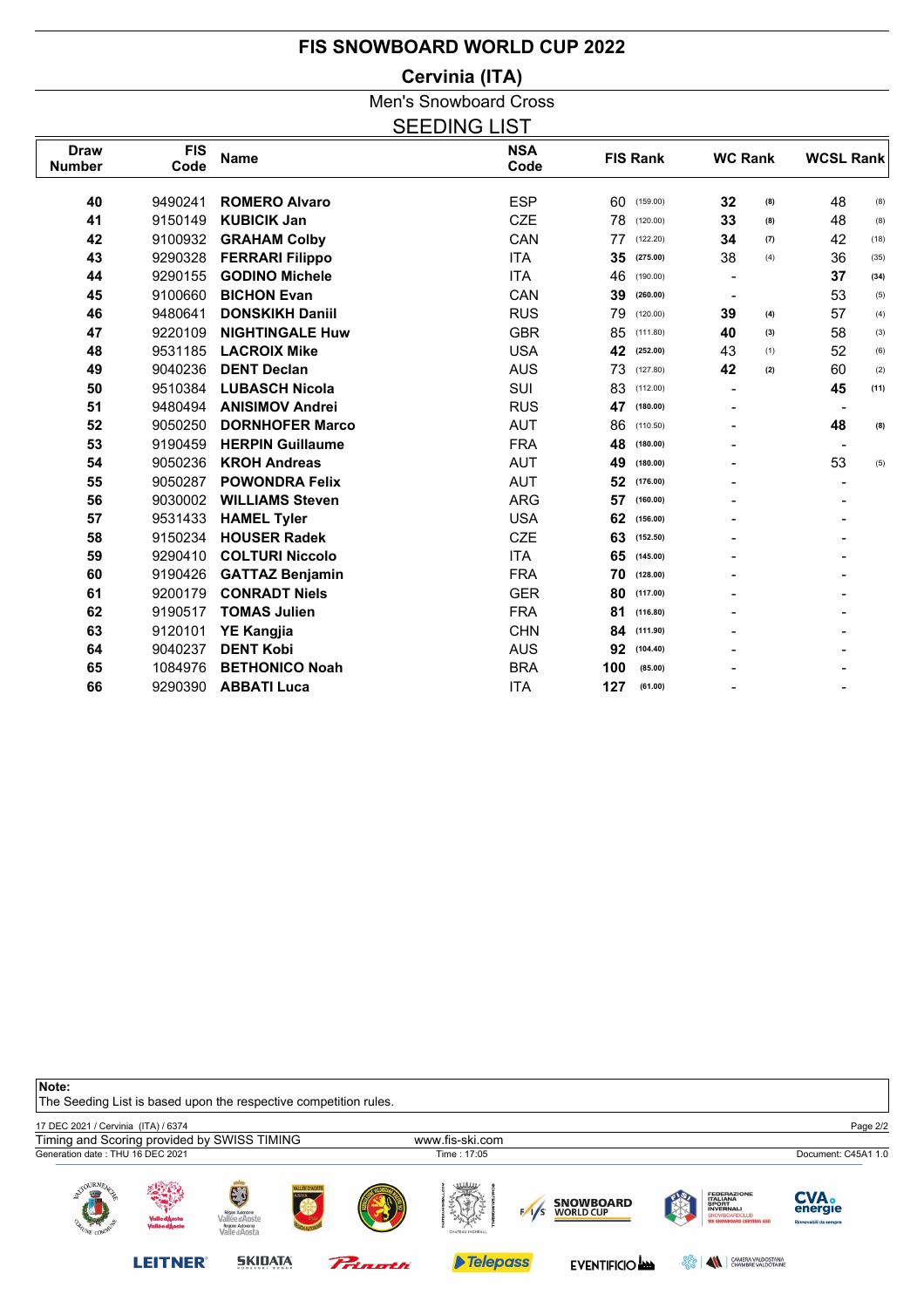# FIS SNOWBOARD WORLD CUP 2022

## Cervinia (ITA)

### Men's Snowboard Cross

### SEEDING LIST

| Draw Number | FIS Code | Name | NSA Code | FIS Rank | | WC Rank | | WCSL Rank | |
|---|---|---|---|---|---|---|---|---|---|
| 40 | 9490241 | **ROMERO Alvaro** | ESP | 60 | (159.00) | **32** | **(8)** | 48 | (8) |
| 41 | 9150149 | **KUBICIK Jan** | CZE | 78 | (120.00) | **33** | **(8)** | 48 | (8) |
| 42 | 9100932 | **GRAHAM Colby** | CAN | 77 | (122.20) | **34** | **(7)** | 42 | (18) |
| 43 | 9290328 | **FERRARI Filippo** | ITA | **35** | **(275.00)** | 38 | (4) | 36 | (35) |
| 44 | 9290155 | **GODINO Michele** | ITA | 46 | (190.00) | - | | **37** | **(34)** |
| 45 | 9100660 | **BICHON Evan** | CAN | **39** | **(260.00)** | - | | 53 | (5) |
| 46 | 9480641 | **DONSKIKH Daniil** | RUS | 79 | (120.00) | **39** | **(4)** | 57 | (4) |
| 47 | 9220109 | **NIGHTINGALE Huw** | GBR | 85 | (111.80) | **40** | **(3)** | 58 | (3) |
| 48 | 9531185 | **LACROIX Mike** | USA | **42** | **(252.00)** | 43 | (1) | 52 | (6) |
| 49 | 9040236 | **DENT Declan** | AUS | 73 | (127.80) | **42** | **(2)** | 60 | (2) |
| 50 | 9510384 | **LUBASCH Nicola** | SUI | 83 | (112.00) | - | | **45** | **(11)** |
| 51 | 9480494 | **ANISIMOV Andrei** | RUS | **47** | **(180.00)** | - | | - | |
| 52 | 9050250 | **DORNHOFER Marco** | AUT | 86 | (110.50) | - | | **48** | **(8)** |
| 53 | 9190459 | **HERPIN Guillaume** | FRA | **48** | **(180.00)** | - | | - | |
| 54 | 9050236 | **KROH Andreas** | AUT | **49** | **(180.00)** | - | | 53 | (5) |
| 55 | 9050287 | **POWONDRA Felix** | AUT | **52** | **(176.00)** | - | | - | |
| 56 | 9030002 | **WILLIAMS Steven** | ARG | **57** | **(160.00)** | - | | - | |
| 57 | 9531433 | **HAMEL Tyler** | USA | **62** | **(156.00)** | - | | - | |
| 58 | 9150234 | **HOUSER Radek** | CZE | **63** | **(152.50)** | - | | - | |
| 59 | 9290410 | **COLTURI Niccolo** | ITA | **65** | **(145.00)** | - | | - | |
| 60 | 9190426 | **GATTAZ Benjamin** | FRA | **70** | **(128.00)** | - | | - | |
| 61 | 9200179 | **CONRADT Niels** | GER | **80** | **(117.00)** | - | | - | |
| 62 | 9190517 | **TOMAS Julien** | FRA | **81** | **(116.80)** | - | | - | |
| 63 | 9120101 | **YE Kangjia** | CHN | **84** | **(111.90)** | - | | - | |
| 64 | 9040237 | **DENT Kobi** | AUS | **92** | **(104.40)** | - | | - | |
| 65 | 1084976 | **BETHONICO Noah** | BRA | **100** | **(85.00)** | - | | - | |
| 66 | 9290390 | **ABBATI Luca** | ITA | **127** | **(61.00)** | - | | - | |

**Note:**
The Seeding List is based upon the respective competition rules.

17 DEC 2021 / Cervinia (ITA) / 6374

Timing and Scoring provided by SWISS TIMING — www.fis-ski.com

Generation date : THU 16 DEC 2021 — Time : 17:05 — Document: C45A1 1.0